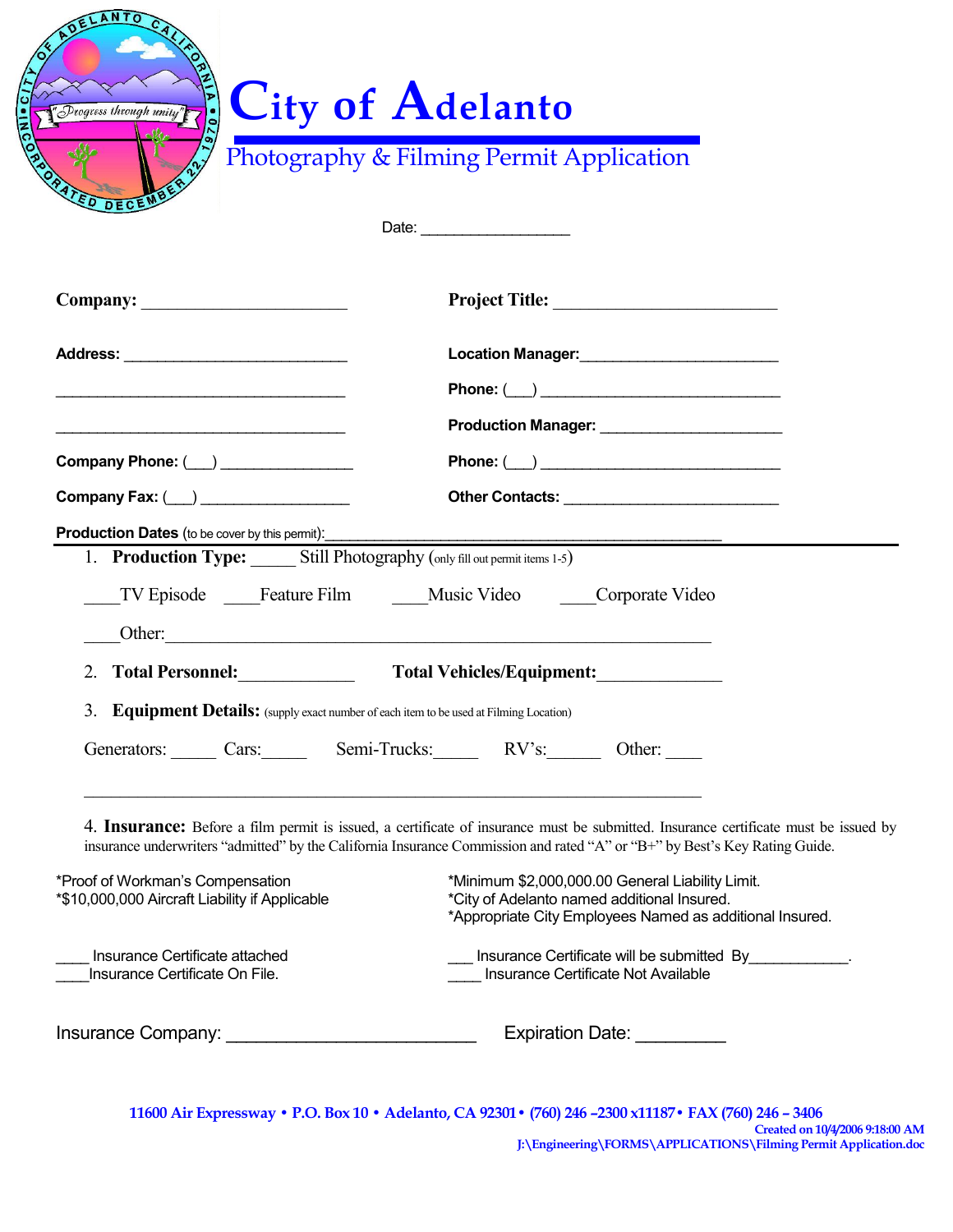# City of Adelanto

## Photography & Filming Permit Application

Date: ________________

**Company:** ______________________

**Address:** ________________________

________________________________

________________________________

**Company Phone:** (___) _______________

**Company Fax:** (___) _________________

**Project Title:** ________________________

**Location Manager:**______________________

**Phone:** (___) ____________________________

**Production Manager:** ____________________

**Phone:** (___) ____________________________

**Other Contacts:** _________________________

**Production Dates** (to be cover by this permit):____________________________________________

1. **Production Type:** _____ Still Photography (only fill out permit items 1-5)

   ____TV Episode ____Feature Film ____Music Video ____Corporate Video

   ____Other:____________________________________________________________

2. **Total Personnel:**_____________ **Total Vehicles/Equipment:**_____________

3. **Equipment Details:** (supply exact number of each item to be used at Filming Location)

   Generators: _____ Cars:_____ Semi-Trucks:_____ RV's:______ Other: ____

   ____________________________________________________________________

4. **Insurance:** Before a film permit is issued, a certificate of insurance must be submitted. Insurance certificate must be issued by insurance underwriters "admitted" by the California Insurance Commission and rated "A" or "B+" by Best's Key Rating Guide.

*Proof of Workman's Compensation
*$10,000,000 Aircraft Liability if Applicable

*Minimum $2,000,000.00 General Liability Limit.
*City of Adelanto named additional Insured.
*Appropriate City Employees Named as additional Insured.

____ Insurance Certificate attached
____Insurance Certificate On File.

___ Insurance Certificate will be submitted By___________.
____ Insurance Certificate Not Available

Insurance Company: ________________________ Expiration Date: _________

11600 Air Expressway • P.O. Box 10 • Adelanto, CA 92301 • (760) 246 –2300 x11187 • FAX (760) 246 – 3406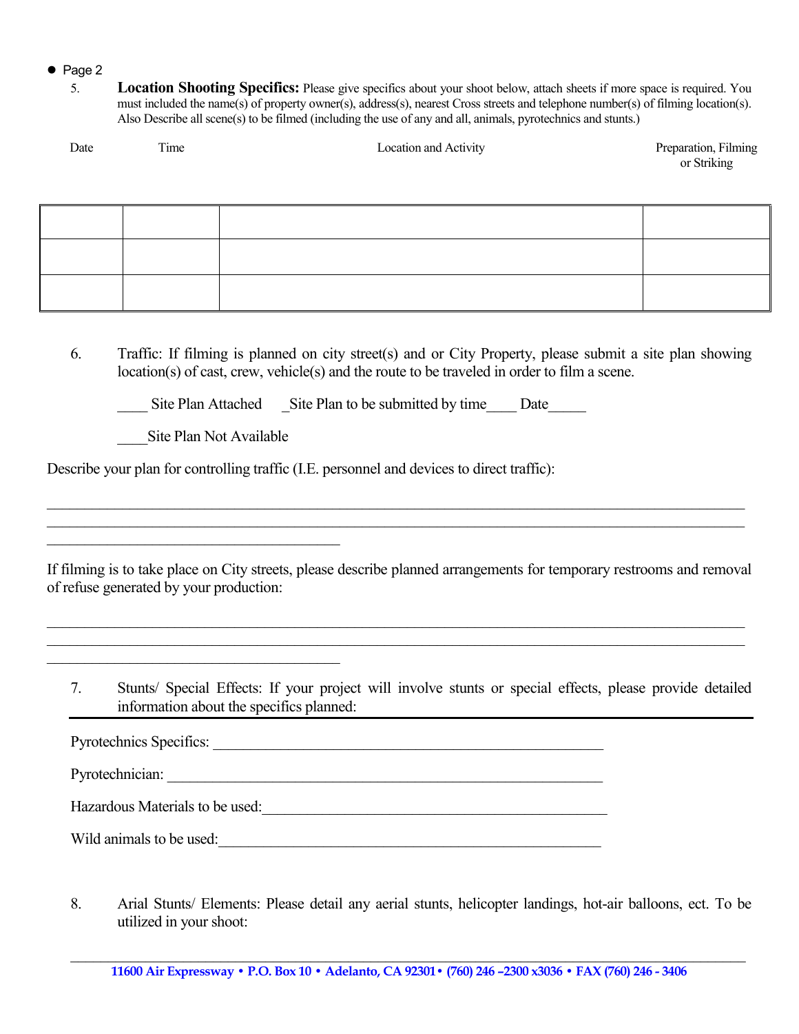- Page 2

5. **Location Shooting Specifics:** Please give specifics about your shoot below, attach sheets if more space is required. You must included the name(s) of property owner(s), address(s), nearest Cross streets and telephone number(s) of filming location(s). Also Describe all scene(s) to be filmed (including the use of any and all, animals, pyrotechnics and stunts.)

| Date | Time | Location and Activity | Preparation, Filming or Striking |
|---|---|---|---|
| | | | |
| | | | |
| | | | |

6. Traffic: If filming is planned on city street(s) and or City Property, please submit a site plan showing location(s) of cast, crew, vehicle(s) and the route to be traveled in order to film a scene.

____ Site Plan Attached _Site Plan to be submitted by time____ Date_____

____Site Plan Not Available

Describe your plan for controlling traffic (I.E. personnel and devices to direct traffic):

______________________________________________________________________________
______________________________________________________________________________
________________________________________

If filming is to take place on City streets, please describe planned arrangements for temporary restrooms and removal of refuse generated by your production:

______________________________________________________________________________
______________________________________________________________________________
________________________________________

7. Stunts/ Special Effects: If your project will involve stunts or special effects, please provide detailed information about the specifics planned:

Pyrotechnics Specifics: ______________________________________________________

Pyrotechnician: ___________________________________________________________

Hazardous Materials to be used:_______________________________________________

Wild animals to be used:_____________________________________________________

8. Arial Stunts/ Elements: Please detail any aerial stunts, helicopter landings, hot-air balloons, ect. To be utilized in your shoot:

11600 Air Expressway • P.O. Box 10 • Adelanto, CA 92301• (760) 246 –2300 x3036 • FAX (760) 246 - 3406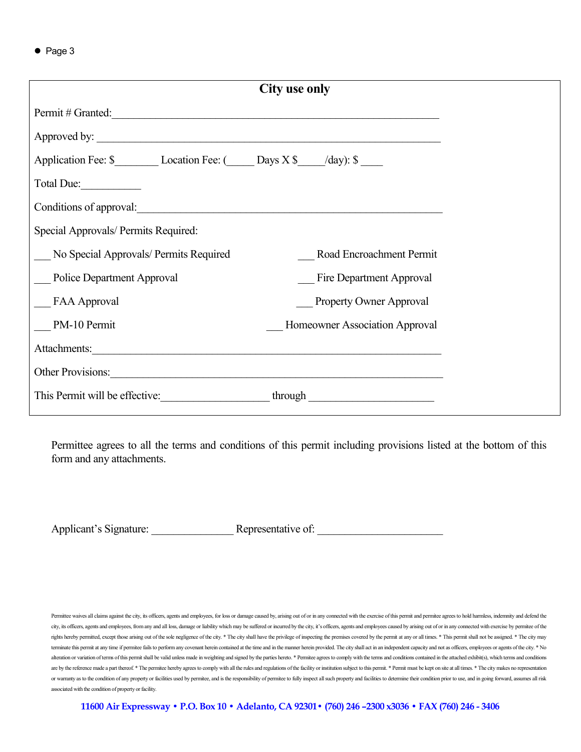## City use only

Permit # Granted:_______________________________________________________________

Approved by: _________________________________________________________________

Application Fee: $________ Location Fee: (_____ Days X $_____/day): $ ____

Total Due:___________

Conditions of approval:_______________________________________________________

Special Approvals/ Permits Required:

___ No Special Approvals/ Permits Required

___ Road Encroachment Permit

___ Police Department Approval

___ Fire Department Approval

___ FAA Approval

___ Property Owner Approval

___ PM-10 Permit

___ Homeowner Association Approval

Attachments:_________________________________________________________________

Other Provisions:______________________________________________________________

This Permit will be effective:___________________ through ______________________

Permittee agrees to all the terms and conditions of this permit including provisions listed at the bottom of this form and any attachments.

Applicant's Signature: _______________ Representative of: ______________________

Permittee waives all claims against the city, its officers, agents and employees, for loss or damage caused by, arising out of or in any connected with the exercise of this permit and permitee agrees to hold harmless, indemnity and defend the city, its officers, agents and employees, from any and all loss, damage or liability which may be suffered or incurred by the city, it's officers, agents and employees caused by arising out of or in any connected with exercise by permitee of the rights hereby permitted, except those arising out of the sole negligence of the city. * The city shall have the privilege of inspecting the premises covered by the permit at any or all times. * This permit shall not be assigned. * The city may terminate this permit at any time if permitee fails to perform any covenant herein contained at the time and in the manner herein provided. The city shall act in an independent capacity and not as officers, employees or agents of the city. * No alteration or variation of terms of this permit shall be valid unless made in weighting and signed by the parties hereto. * Permitee agrees to comply with the terms and conditions contained in the attached exhibit(s), which terms and conditions are by the reference made a part thereof. * The permitee hereby agrees to comply with all the rules and regulations of the facility or institution subject to this permit. * Permit must be kept on site at all times. * The city makes no representation or warranty as to the condition of any property or facilities used by permitee, and is the responsibility of permitee to fully inspect all such property and facilities to determine their condition prior to use, and in going forward, assumes all risk associated with the condition of property or facility.

**11600 Air Expressway • P.O. Box 10 • Adelanto, CA 92301• (760) 246 –2300 x3036 • FAX (760) 246 - 3406**